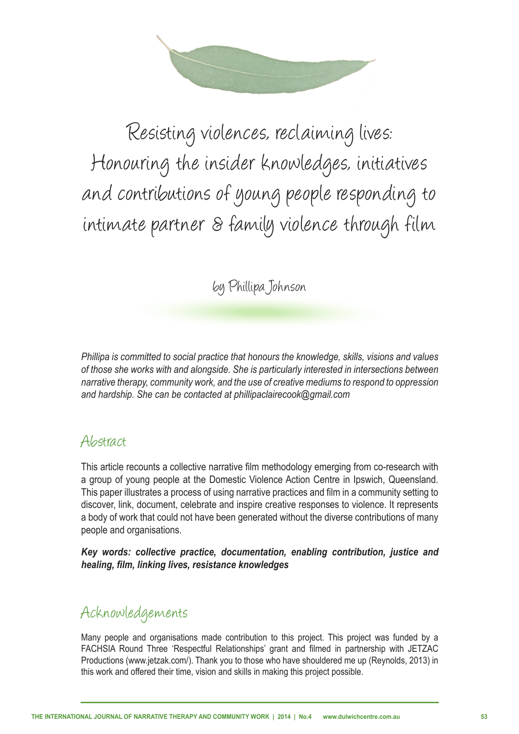# Resisting violences, reclaiming lives: Honouring the insider knowledges, initiatives and contributions of young people responding to intimate partner & family violence through film

by Phillipa Johnson

*Phillipa is committed to social practice that honours the knowledge, skills, visions and values of those she works with and alongside. She is particularly interested in intersections between narrative therapy, community work, and the use of creative mediums to respond to oppression and hardship. She can be contacted at phillipaclairecook@gmail.com*

## Abstract

This article recounts a collective narrative film methodology emerging from co-research with a group of young people at the Domestic Violence Action Centre in Ipswich, Queensland. This paper illustrates a process of using narrative practices and film in a community setting to discover, link, document, celebrate and inspire creative responses to violence. It represents a body of work that could not have been generated without the diverse contributions of many people and organisations.

***Key words: collective practice, documentation, enabling contribution, justice and healing, film, linking lives, resistance knowledges***

## Acknowledgements

Many people and organisations made contribution to this project. This project was funded by a FACHSIA Round Three 'Respectful Relationships' grant and filmed in partnership with JETZAC Productions (www.jetzak.com/). Thank you to those who have shouldered me up (Reynolds, 2013) in this work and offered their time, vision and skills in making this project possible.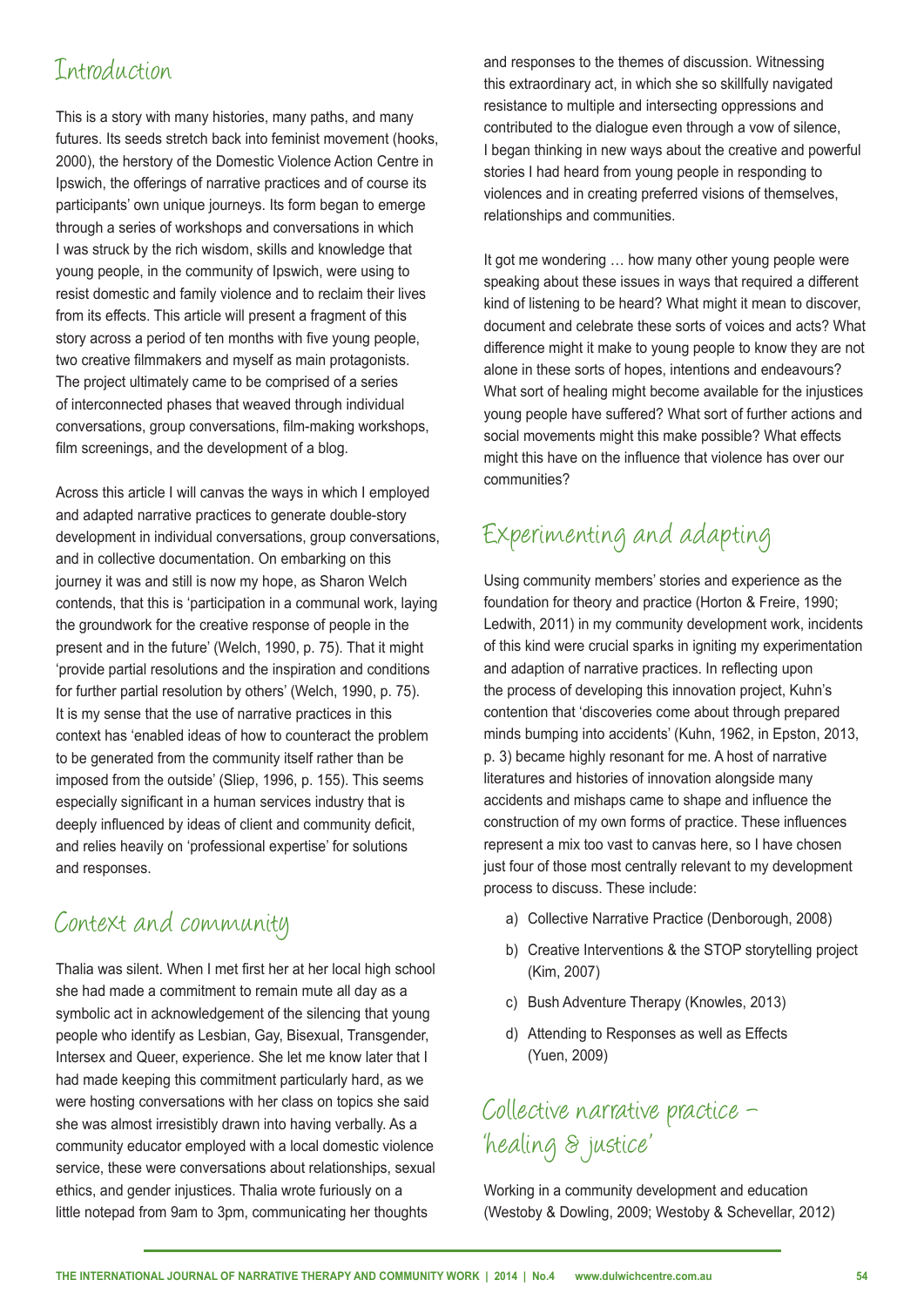## Introduction

This is a story with many histories, many paths, and many futures. Its seeds stretch back into feminist movement (hooks, 2000), the herstory of the Domestic Violence Action Centre in Ipswich, the offerings of narrative practices and of course its participants' own unique journeys. Its form began to emerge through a series of workshops and conversations in which I was struck by the rich wisdom, skills and knowledge that young people, in the community of Ipswich, were using to resist domestic and family violence and to reclaim their lives from its effects. This article will present a fragment of this story across a period of ten months with five young people, two creative filmmakers and myself as main protagonists. The project ultimately came to be comprised of a series of interconnected phases that weaved through individual conversations, group conversations, film-making workshops, film screenings, and the development of a blog.

Across this article I will canvas the ways in which I employed and adapted narrative practices to generate double-story development in individual conversations, group conversations, and in collective documentation. On embarking on this journey it was and still is now my hope, as Sharon Welch contends, that this is 'participation in a communal work, laying the groundwork for the creative response of people in the present and in the future' (Welch, 1990, p. 75). That it might 'provide partial resolutions and the inspiration and conditions for further partial resolution by others' (Welch, 1990, p. 75). It is my sense that the use of narrative practices in this context has 'enabled ideas of how to counteract the problem to be generated from the community itself rather than be imposed from the outside' (Sliep, 1996, p. 155). This seems especially significant in a human services industry that is deeply influenced by ideas of client and community deficit, and relies heavily on 'professional expertise' for solutions and responses.

## Context and community

Thalia was silent. When I met first her at her local high school she had made a commitment to remain mute all day as a symbolic act in acknowledgement of the silencing that young people who identify as Lesbian, Gay, Bisexual, Transgender, Intersex and Queer, experience. She let me know later that I had made keeping this commitment particularly hard, as we were hosting conversations with her class on topics she said she was almost irresistibly drawn into having verbally. As a community educator employed with a local domestic violence service, these were conversations about relationships, sexual ethics, and gender injustices. Thalia wrote furiously on a little notepad from 9am to 3pm, communicating her thoughts and responses to the themes of discussion. Witnessing this extraordinary act, in which she so skillfully navigated resistance to multiple and intersecting oppressions and contributed to the dialogue even through a vow of silence, I began thinking in new ways about the creative and powerful stories I had heard from young people in responding to violences and in creating preferred visions of themselves, relationships and communities.

It got me wondering … how many other young people were speaking about these issues in ways that required a different kind of listening to be heard? What might it mean to discover, document and celebrate these sorts of voices and acts? What difference might it make to young people to know they are not alone in these sorts of hopes, intentions and endeavours? What sort of healing might become available for the injustices young people have suffered? What sort of further actions and social movements might this make possible? What effects might this have on the influence that violence has over our communities?

## Experimenting and adapting

Using community members' stories and experience as the foundation for theory and practice (Horton & Freire, 1990; Ledwith, 2011) in my community development work, incidents of this kind were crucial sparks in igniting my experimentation and adaption of narrative practices. In reflecting upon the process of developing this innovation project, Kuhn's contention that 'discoveries come about through prepared minds bumping into accidents' (Kuhn, 1962, in Epston, 2013, p. 3) became highly resonant for me. A host of narrative literatures and histories of innovation alongside many accidents and mishaps came to shape and influence the construction of my own forms of practice. These influences represent a mix too vast to canvas here, so I have chosen just four of those most centrally relevant to my development process to discuss. These include:

a) Collective Narrative Practice (Denborough, 2008)

b) Creative Interventions & the STOP storytelling project (Kim, 2007)

c) Bush Adventure Therapy (Knowles, 2013)

d) Attending to Responses as well as Effects (Yuen, 2009)

## Collective narrative practice – 'healing & justice'

Working in a community development and education (Westoby & Dowling, 2009; Westoby & Schevellar, 2012)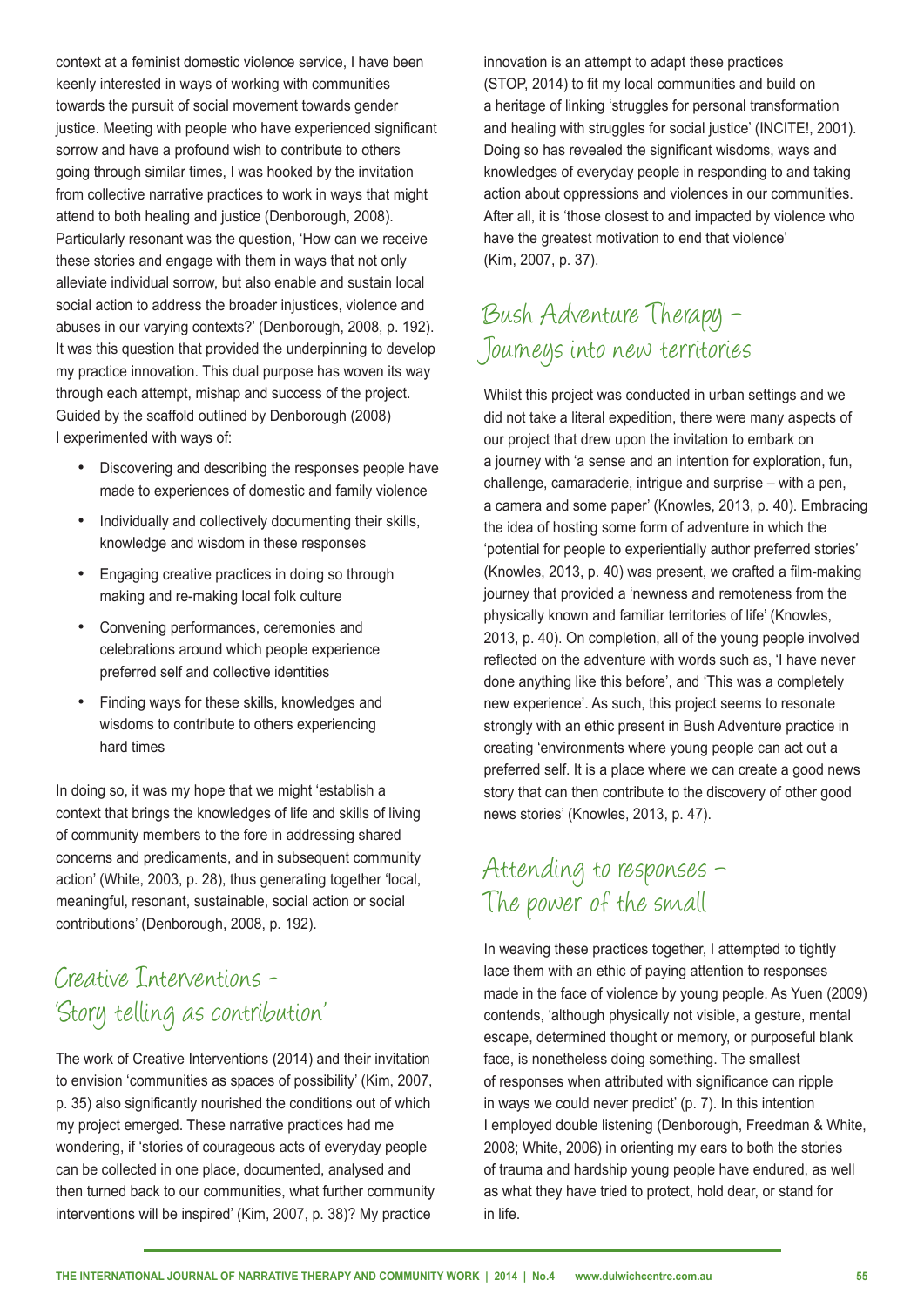context at a feminist domestic violence service, I have been keenly interested in ways of working with communities towards the pursuit of social movement towards gender justice. Meeting with people who have experienced significant sorrow and have a profound wish to contribute to others going through similar times, I was hooked by the invitation from collective narrative practices to work in ways that might attend to both healing and justice (Denborough, 2008). Particularly resonant was the question, 'How can we receive these stories and engage with them in ways that not only alleviate individual sorrow, but also enable and sustain local social action to address the broader injustices, violence and abuses in our varying contexts?' (Denborough, 2008, p. 192). It was this question that provided the underpinning to develop my practice innovation. This dual purpose has woven its way through each attempt, mishap and success of the project. Guided by the scaffold outlined by Denborough (2008) I experimented with ways of:

- Discovering and describing the responses people have made to experiences of domestic and family violence
- Individually and collectively documenting their skills, knowledge and wisdom in these responses
- Engaging creative practices in doing so through making and re-making local folk culture
- Convening performances, ceremonies and celebrations around which people experience preferred self and collective identities
- Finding ways for these skills, knowledges and wisdoms to contribute to others experiencing hard times

In doing so, it was my hope that we might 'establish a context that brings the knowledges of life and skills of living of community members to the fore in addressing shared concerns and predicaments, and in subsequent community action' (White, 2003, p. 28), thus generating together 'local, meaningful, resonant, sustainable, social action or social contributions' (Denborough, 2008, p. 192).

## Creative Interventions – 'Story telling as contribution'

The work of Creative Interventions (2014) and their invitation to envision 'communities as spaces of possibility' (Kim, 2007, p. 35) also significantly nourished the conditions out of which my project emerged. These narrative practices had me wondering, if 'stories of courageous acts of everyday people can be collected in one place, documented, analysed and then turned back to our communities, what further community interventions will be inspired' (Kim, 2007, p. 38)? My practice innovation is an attempt to adapt these practices (STOP, 2014) to fit my local communities and build on a heritage of linking 'struggles for personal transformation and healing with struggles for social justice' (INCITE!, 2001). Doing so has revealed the significant wisdoms, ways and knowledges of everyday people in responding to and taking action about oppressions and violences in our communities. After all, it is 'those closest to and impacted by violence who have the greatest motivation to end that violence' (Kim, 2007, p. 37).

## Bush Adventure Therapy – Journeys into new territories

Whilst this project was conducted in urban settings and we did not take a literal expedition, there were many aspects of our project that drew upon the invitation to embark on a journey with 'a sense and an intention for exploration, fun, challenge, camaraderie, intrigue and surprise – with a pen, a camera and some paper' (Knowles, 2013, p. 40). Embracing the idea of hosting some form of adventure in which the 'potential for people to experientially author preferred stories' (Knowles, 2013, p. 40) was present, we crafted a film-making journey that provided a 'newness and remoteness from the physically known and familiar territories of life' (Knowles, 2013, p. 40). On completion, all of the young people involved reflected on the adventure with words such as, 'I have never done anything like this before', and 'This was a completely new experience'. As such, this project seems to resonate strongly with an ethic present in Bush Adventure practice in creating 'environments where young people can act out a preferred self. It is a place where we can create a good news story that can then contribute to the discovery of other good news stories' (Knowles, 2013, p. 47).

## Attending to responses – The power of the small

In weaving these practices together, I attempted to tightly lace them with an ethic of paying attention to responses made in the face of violence by young people. As Yuen (2009) contends, 'although physically not visible, a gesture, mental escape, determined thought or memory, or purposeful blank face, is nonetheless doing something. The smallest of responses when attributed with significance can ripple in ways we could never predict' (p. 7). In this intention I employed double listening (Denborough, Freedman & White, 2008; White, 2006) in orienting my ears to both the stories of trauma and hardship young people have endured, as well as what they have tried to protect, hold dear, or stand for in life.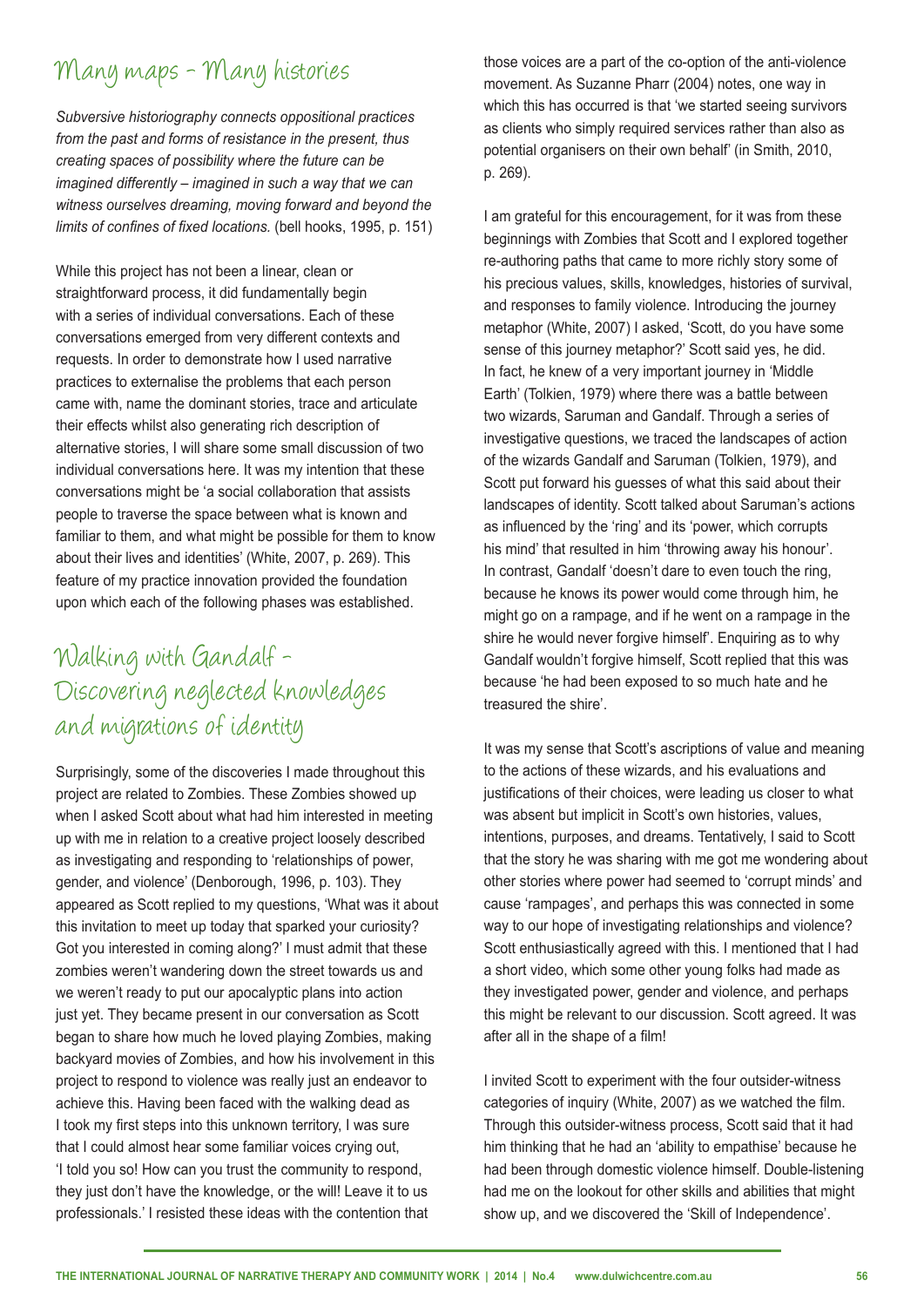## Many maps – Many histories

*Subversive historiography connects oppositional practices from the past and forms of resistance in the present, thus creating spaces of possibility where the future can be imagined differently – imagined in such a way that we can witness ourselves dreaming, moving forward and beyond the limits of confines of fixed locations.* (bell hooks, 1995, p. 151)

While this project has not been a linear, clean or straightforward process, it did fundamentally begin with a series of individual conversations. Each of these conversations emerged from very different contexts and requests. In order to demonstrate how I used narrative practices to externalise the problems that each person came with, name the dominant stories, trace and articulate their effects whilst also generating rich description of alternative stories, I will share some small discussion of two individual conversations here. It was my intention that these conversations might be 'a social collaboration that assists people to traverse the space between what is known and familiar to them, and what might be possible for them to know about their lives and identities' (White, 2007, p. 269). This feature of my practice innovation provided the foundation upon which each of the following phases was established.

## Walking with Gandalf – Discovering neglected knowledges and migrations of identity

Surprisingly, some of the discoveries I made throughout this project are related to Zombies. These Zombies showed up when I asked Scott about what had him interested in meeting up with me in relation to a creative project loosely described as investigating and responding to 'relationships of power, gender, and violence' (Denborough, 1996, p. 103). They appeared as Scott replied to my questions, 'What was it about this invitation to meet up today that sparked your curiosity? Got you interested in coming along?' I must admit that these zombies weren't wandering down the street towards us and we weren't ready to put our apocalyptic plans into action just yet. They became present in our conversation as Scott began to share how much he loved playing Zombies, making backyard movies of Zombies, and how his involvement in this project to respond to violence was really just an endeavor to achieve this. Having been faced with the walking dead as I took my first steps into this unknown territory, I was sure that I could almost hear some familiar voices crying out, 'I told you so! How can you trust the community to respond, they just don't have the knowledge, or the will! Leave it to us professionals.' I resisted these ideas with the contention that those voices are a part of the co-option of the anti-violence movement. As Suzanne Pharr (2004) notes, one way in which this has occurred is that 'we started seeing survivors as clients who simply required services rather than also as potential organisers on their own behalf' (in Smith, 2010, p. 269).

I am grateful for this encouragement, for it was from these beginnings with Zombies that Scott and I explored together re-authoring paths that came to more richly story some of his precious values, skills, knowledges, histories of survival, and responses to family violence. Introducing the journey metaphor (White, 2007) I asked, 'Scott, do you have some sense of this journey metaphor?' Scott said yes, he did. In fact, he knew of a very important journey in 'Middle Earth' (Tolkien, 1979) where there was a battle between two wizards, Saruman and Gandalf. Through a series of investigative questions, we traced the landscapes of action of the wizards Gandalf and Saruman (Tolkien, 1979), and Scott put forward his guesses of what this said about their landscapes of identity. Scott talked about Saruman's actions as influenced by the 'ring' and its 'power, which corrupts his mind' that resulted in him 'throwing away his honour'. In contrast, Gandalf 'doesn't dare to even touch the ring, because he knows its power would come through him, he might go on a rampage, and if he went on a rampage in the shire he would never forgive himself'. Enquiring as to why Gandalf wouldn't forgive himself, Scott replied that this was because 'he had been exposed to so much hate and he treasured the shire'.

It was my sense that Scott's ascriptions of value and meaning to the actions of these wizards, and his evaluations and justifications of their choices, were leading us closer to what was absent but implicit in Scott's own histories, values, intentions, purposes, and dreams. Tentatively, I said to Scott that the story he was sharing with me got me wondering about other stories where power had seemed to 'corrupt minds' and cause 'rampages', and perhaps this was connected in some way to our hope of investigating relationships and violence? Scott enthusiastically agreed with this. I mentioned that I had a short video, which some other young folks had made as they investigated power, gender and violence, and perhaps this might be relevant to our discussion. Scott agreed. It was after all in the shape of a film!

I invited Scott to experiment with the four outsider-witness categories of inquiry (White, 2007) as we watched the film. Through this outsider-witness process, Scott said that it had him thinking that he had an 'ability to empathise' because he had been through domestic violence himself. Double-listening had me on the lookout for other skills and abilities that might show up, and we discovered the 'Skill of Independence'.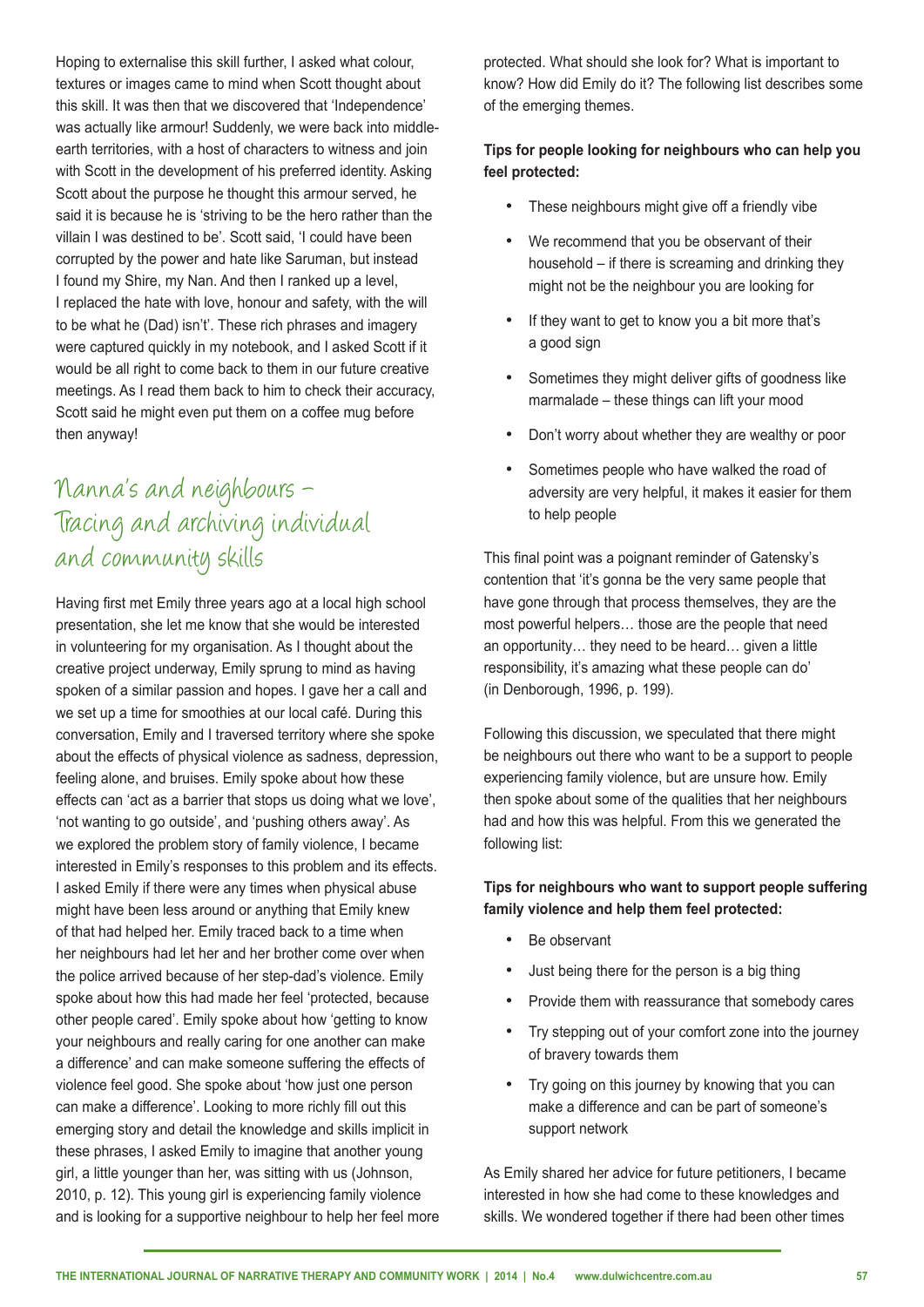Hoping to externalise this skill further, I asked what colour, textures or images came to mind when Scott thought about this skill. It was then that we discovered that 'Independence' was actually like armour! Suddenly, we were back into middle-earth territories, with a host of characters to witness and join with Scott in the development of his preferred identity. Asking Scott about the purpose he thought this armour served, he said it is because he is 'striving to be the hero rather than the villain I was destined to be'. Scott said, 'I could have been corrupted by the power and hate like Saruman, but instead I found my Shire, my Nan. And then I ranked up a level, I replaced the hate with love, honour and safety, with the will to be what he (Dad) isn't'. These rich phrases and imagery were captured quickly in my notebook, and I asked Scott if it would be all right to come back to them in our future creative meetings. As I read them back to him to check their accuracy, Scott said he might even put them on a coffee mug before then anyway!

## Nanna's and neighbours – Tracing and archiving individual and community skills

Having first met Emily three years ago at a local high school presentation, she let me know that she would be interested in volunteering for my organisation. As I thought about the creative project underway, Emily sprung to mind as having spoken of a similar passion and hopes. I gave her a call and we set up a time for smoothies at our local café. During this conversation, Emily and I traversed territory where she spoke about the effects of physical violence as sadness, depression, feeling alone, and bruises. Emily spoke about how these effects can 'act as a barrier that stops us doing what we love', 'not wanting to go outside', and 'pushing others away'. As we explored the problem story of family violence, I became interested in Emily's responses to this problem and its effects. I asked Emily if there were any times when physical abuse might have been less around or anything that Emily knew of that had helped her. Emily traced back to a time when her neighbours had let her and her brother come over when the police arrived because of her step-dad's violence. Emily spoke about how this had made her feel 'protected, because other people cared'. Emily spoke about how 'getting to know your neighbours and really caring for one another can make a difference' and can make someone suffering the effects of violence feel good. She spoke about 'how just one person can make a difference'. Looking to more richly fill out this emerging story and detail the knowledge and skills implicit in these phrases, I asked Emily to imagine that another young girl, a little younger than her, was sitting with us (Johnson, 2010, p. 12). This young girl is experiencing family violence and is looking for a supportive neighbour to help her feel more protected. What should she look for? What is important to know? How did Emily do it? The following list describes some of the emerging themes.

**Tips for people looking for neighbours who can help you feel protected:**

- These neighbours might give off a friendly vibe
- We recommend that you be observant of their household – if there is screaming and drinking they might not be the neighbour you are looking for
- If they want to get to know you a bit more that's a good sign
- Sometimes they might deliver gifts of goodness like marmalade – these things can lift your mood
- Don't worry about whether they are wealthy or poor
- Sometimes people who have walked the road of adversity are very helpful, it makes it easier for them to help people

This final point was a poignant reminder of Gatensky's contention that 'it's gonna be the very same people that have gone through that process themselves, they are the most powerful helpers… those are the people that need an opportunity… they need to be heard… given a little responsibility, it's amazing what these people can do' (in Denborough, 1996, p. 199).

Following this discussion, we speculated that there might be neighbours out there who want to be a support to people experiencing family violence, but are unsure how. Emily then spoke about some of the qualities that her neighbours had and how this was helpful. From this we generated the following list:

**Tips for neighbours who want to support people suffering family violence and help them feel protected:**

- Be observant
- Just being there for the person is a big thing
- Provide them with reassurance that somebody cares
- Try stepping out of your comfort zone into the journey of bravery towards them
- Try going on this journey by knowing that you can make a difference and can be part of someone's support network

As Emily shared her advice for future petitioners, I became interested in how she had come to these knowledges and skills. We wondered together if there had been other times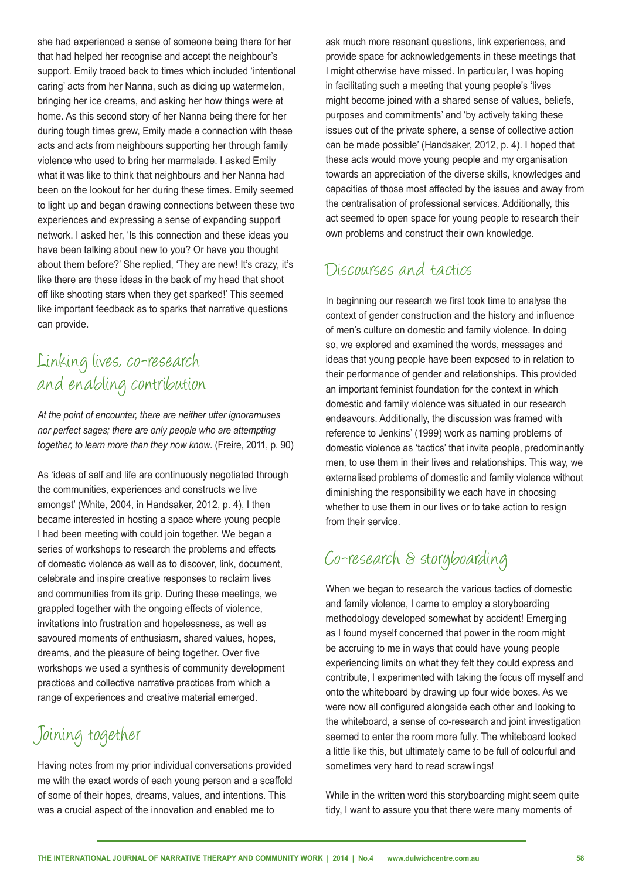she had experienced a sense of someone being there for her that had helped her recognise and accept the neighbour's support. Emily traced back to times which included 'intentional caring' acts from her Nanna, such as dicing up watermelon, bringing her ice creams, and asking her how things were at home. As this second story of her Nanna being there for her during tough times grew, Emily made a connection with these acts and acts from neighbours supporting her through family violence who used to bring her marmalade. I asked Emily what it was like to think that neighbours and her Nanna had been on the lookout for her during these times. Emily seemed to light up and began drawing connections between these two experiences and expressing a sense of expanding support network. I asked her, 'Is this connection and these ideas you have been talking about new to you? Or have you thought about them before?' She replied, 'They are new! It's crazy, it's like there are these ideas in the back of my head that shoot off like shooting stars when they get sparked!' This seemed like important feedback as to sparks that narrative questions can provide.

## Linking lives, co-research and enabling contribution

*At the point of encounter, there are neither utter ignoramuses nor perfect sages; there are only people who are attempting together, to learn more than they now know.* (Freire, 2011, p. 90)

As 'ideas of self and life are continuously negotiated through the communities, experiences and constructs we live amongst' (White, 2004, in Handsaker, 2012, p. 4), I then became interested in hosting a space where young people I had been meeting with could join together. We began a series of workshops to research the problems and effects of domestic violence as well as to discover, link, document, celebrate and inspire creative responses to reclaim lives and communities from its grip. During these meetings, we grappled together with the ongoing effects of violence, invitations into frustration and hopelessness, as well as savoured moments of enthusiasm, shared values, hopes, dreams, and the pleasure of being together. Over five workshops we used a synthesis of community development practices and collective narrative practices from which a range of experiences and creative material emerged.

## Joining together

Having notes from my prior individual conversations provided me with the exact words of each young person and a scaffold of some of their hopes, dreams, values, and intentions. This was a crucial aspect of the innovation and enabled me to ask much more resonant questions, link experiences, and provide space for acknowledgements in these meetings that I might otherwise have missed. In particular, I was hoping in facilitating such a meeting that young people's 'lives might become joined with a shared sense of values, beliefs, purposes and commitments' and 'by actively taking these issues out of the private sphere, a sense of collective action can be made possible' (Handsaker, 2012, p. 4). I hoped that these acts would move young people and my organisation towards an appreciation of the diverse skills, knowledges and capacities of those most affected by the issues and away from the centralisation of professional services. Additionally, this act seemed to open space for young people to research their own problems and construct their own knowledge.

## Discourses and tactics

In beginning our research we first took time to analyse the context of gender construction and the history and influence of men's culture on domestic and family violence. In doing so, we explored and examined the words, messages and ideas that young people have been exposed to in relation to their performance of gender and relationships. This provided an important feminist foundation for the context in which domestic and family violence was situated in our research endeavours. Additionally, the discussion was framed with reference to Jenkins' (1999) work as naming problems of domestic violence as 'tactics' that invite people, predominantly men, to use them in their lives and relationships. This way, we externalised problems of domestic and family violence without diminishing the responsibility we each have in choosing whether to use them in our lives or to take action to resign from their service.

## Co-research & storyboarding

When we began to research the various tactics of domestic and family violence, I came to employ a storyboarding methodology developed somewhat by accident! Emerging as I found myself concerned that power in the room might be accruing to me in ways that could have young people experiencing limits on what they felt they could express and contribute, I experimented with taking the focus off myself and onto the whiteboard by drawing up four wide boxes. As we were now all configured alongside each other and looking to the whiteboard, a sense of co-research and joint investigation seemed to enter the room more fully. The whiteboard looked a little like this, but ultimately came to be full of colourful and sometimes very hard to read scrawlings!

While in the written word this storyboarding might seem quite tidy, I want to assure you that there were many moments of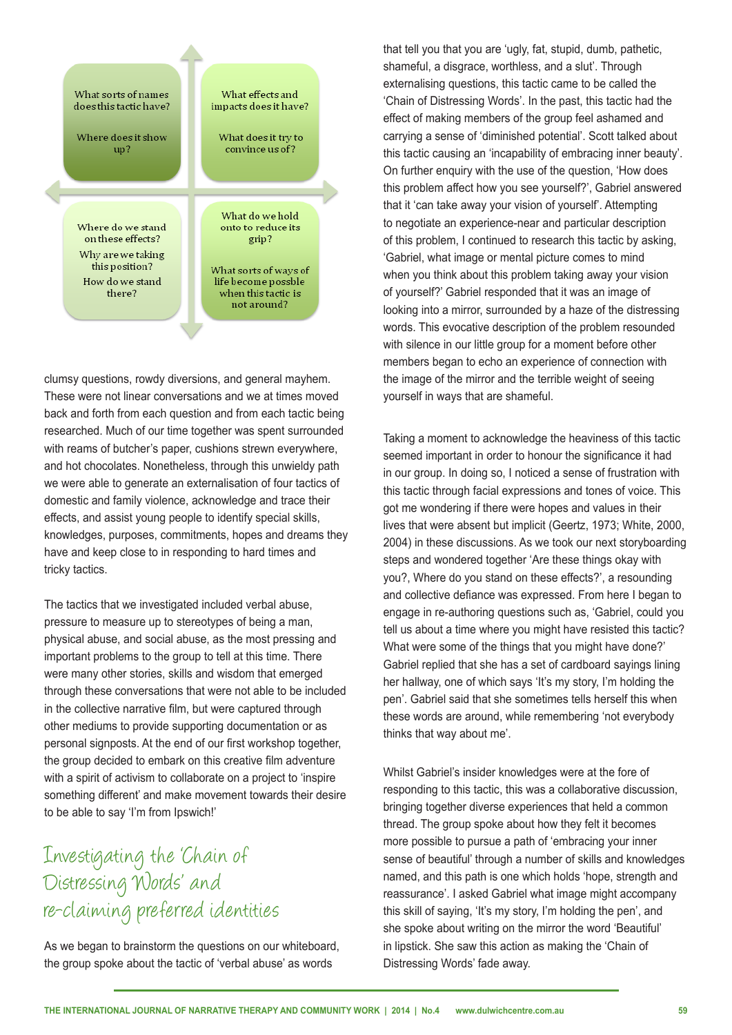| What sorts of names does this tactic have? Where does it show up? | What effects and impacts does it have? What does it try to convince us of? |
| --- | --- |
| Where do we stand on these effects? Why are we taking this position? How do we stand there? | What do we hold onto to reduce its grip? What sorts of ways of life become possble when this tactic is not around? |

clumsy questions, rowdy diversions, and general mayhem. These were not linear conversations and we at times moved back and forth from each question and from each tactic being researched. Much of our time together was spent surrounded with reams of butcher's paper, cushions strewn everywhere, and hot chocolates. Nonetheless, through this unwieldy path we were able to generate an externalisation of four tactics of domestic and family violence, acknowledge and trace their effects, and assist young people to identify special skills, knowledges, purposes, commitments, hopes and dreams they have and keep close to in responding to hard times and tricky tactics.

The tactics that we investigated included verbal abuse, pressure to measure up to stereotypes of being a man, physical abuse, and social abuse, as the most pressing and important problems to the group to tell at this time. There were many other stories, skills and wisdom that emerged through these conversations that were not able to be included in the collective narrative film, but were captured through other mediums to provide supporting documentation or as personal signposts. At the end of our first workshop together, the group decided to embark on this creative film adventure with a spirit of activism to collaborate on a project to 'inspire something different' and make movement towards their desire to be able to say 'I'm from Ipswich!'

## Investigating the 'Chain of Distressing Words' and re-claiming preferred identities

As we began to brainstorm the questions on our whiteboard, the group spoke about the tactic of 'verbal abuse' as words that tell you that you are 'ugly, fat, stupid, dumb, pathetic, shameful, a disgrace, worthless, and a slut'. Through externalising questions, this tactic came to be called the 'Chain of Distressing Words'. In the past, this tactic had the effect of making members of the group feel ashamed and carrying a sense of 'diminished potential'. Scott talked about this tactic causing an 'incapability of embracing inner beauty'. On further enquiry with the use of the question, 'How does this problem affect how you see yourself?', Gabriel answered that it 'can take away your vision of yourself'. Attempting to negotiate an experience-near and particular description of this problem, I continued to research this tactic by asking, 'Gabriel, what image or mental picture comes to mind when you think about this problem taking away your vision of yourself?' Gabriel responded that it was an image of looking into a mirror, surrounded by a haze of the distressing words. This evocative description of the problem resounded with silence in our little group for a moment before other members began to echo an experience of connection with the image of the mirror and the terrible weight of seeing yourself in ways that are shameful.

Taking a moment to acknowledge the heaviness of this tactic seemed important in order to honour the significance it had in our group. In doing so, I noticed a sense of frustration with this tactic through facial expressions and tones of voice. This got me wondering if there were hopes and values in their lives that were absent but implicit (Geertz, 1973; White, 2000, 2004) in these discussions. As we took our next storyboarding steps and wondered together 'Are these things okay with you?, Where do you stand on these effects?', a resounding and collective defiance was expressed. From here I began to engage in re-authoring questions such as, 'Gabriel, could you tell us about a time where you might have resisted this tactic? What were some of the things that you might have done?' Gabriel replied that she has a set of cardboard sayings lining her hallway, one of which says 'It's my story, I'm holding the pen'. Gabriel said that she sometimes tells herself this when these words are around, while remembering 'not everybody thinks that way about me'.

Whilst Gabriel's insider knowledges were at the fore of responding to this tactic, this was a collaborative discussion, bringing together diverse experiences that held a common thread. The group spoke about how they felt it becomes more possible to pursue a path of 'embracing your inner sense of beautiful' through a number of skills and knowledges named, and this path is one which holds 'hope, strength and reassurance'. I asked Gabriel what image might accompany this skill of saying, 'It's my story, I'm holding the pen', and she spoke about writing on the mirror the word 'Beautiful' in lipstick. She saw this action as making the 'Chain of Distressing Words' fade away.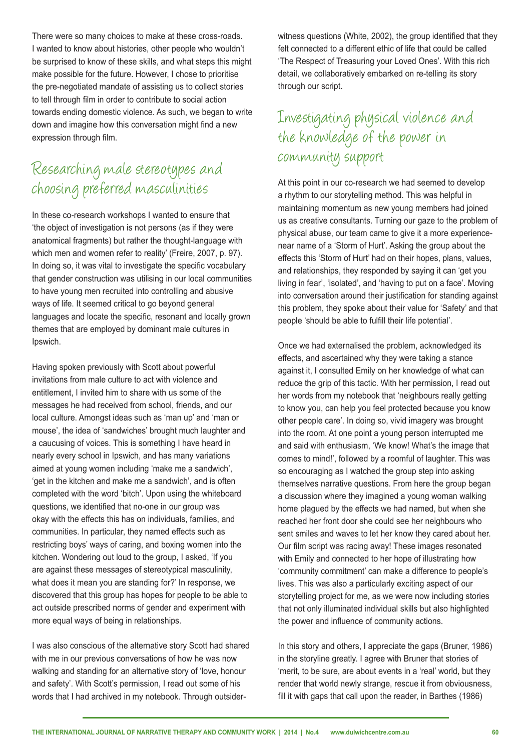There were so many choices to make at these cross-roads. I wanted to know about histories, other people who wouldn't be surprised to know of these skills, and what steps this might make possible for the future. However, I chose to prioritise the pre-negotiated mandate of assisting us to collect stories to tell through film in order to contribute to social action towards ending domestic violence. As such, we began to write down and imagine how this conversation might find a new expression through film.

## Researching male stereotypes and choosing preferred masculinities

In these co-research workshops I wanted to ensure that 'the object of investigation is not persons (as if they were anatomical fragments) but rather the thought-language with which men and women refer to reality' (Freire, 2007, p. 97). In doing so, it was vital to investigate the specific vocabulary that gender construction was utilising in our local communities to have young men recruited into controlling and abusive ways of life. It seemed critical to go beyond general languages and locate the specific, resonant and locally grown themes that are employed by dominant male cultures in Ipswich.

Having spoken previously with Scott about powerful invitations from male culture to act with violence and entitlement, I invited him to share with us some of the messages he had received from school, friends, and our local culture. Amongst ideas such as 'man up' and 'man or mouse', the idea of 'sandwiches' brought much laughter and a caucusing of voices. This is something I have heard in nearly every school in Ipswich, and has many variations aimed at young women including 'make me a sandwich', 'get in the kitchen and make me a sandwich', and is often completed with the word 'bitch'. Upon using the whiteboard questions, we identified that no-one in our group was okay with the effects this has on individuals, families, and communities. In particular, they named effects such as restricting boys' ways of caring, and boxing women into the kitchen. Wondering out loud to the group, I asked, 'If you are against these messages of stereotypical masculinity, what does it mean you are standing for?' In response, we discovered that this group has hopes for people to be able to act outside prescribed norms of gender and experiment with more equal ways of being in relationships.

I was also conscious of the alternative story Scott had shared with me in our previous conversations of how he was now walking and standing for an alternative story of 'love, honour and safety'. With Scott's permission, I read out some of his words that I had archived in my notebook. Through outsider-witness questions (White, 2002), the group identified that they felt connected to a different ethic of life that could be called 'The Respect of Treasuring your Loved Ones'. With this rich detail, we collaboratively embarked on re-telling its story through our script.

## Investigating physical violence and the knowledge of the power in community support

At this point in our co-research we had seemed to develop a rhythm to our storytelling method. This was helpful in maintaining momentum as new young members had joined us as creative consultants. Turning our gaze to the problem of physical abuse, our team came to give it a more experience-near name of a 'Storm of Hurt'. Asking the group about the effects this 'Storm of Hurt' had on their hopes, plans, values, and relationships, they responded by saying it can 'get you living in fear', 'isolated', and 'having to put on a face'. Moving into conversation around their justification for standing against this problem, they spoke about their value for 'Safety' and that people 'should be able to fulfill their life potential'.

Once we had externalised the problem, acknowledged its effects, and ascertained why they were taking a stance against it, I consulted Emily on her knowledge of what can reduce the grip of this tactic. With her permission, I read out her words from my notebook that 'neighbours really getting to know you, can help you feel protected because you know other people care'. In doing so, vivid imagery was brought into the room. At one point a young person interrupted me and said with enthusiasm, 'We know! What's the image that comes to mind!', followed by a roomful of laughter. This was so encouraging as I watched the group step into asking themselves narrative questions. From here the group began a discussion where they imagined a young woman walking home plagued by the effects we had named, but when she reached her front door she could see her neighbours who sent smiles and waves to let her know they cared about her. Our film script was racing away! These images resonated with Emily and connected to her hope of illustrating how 'community commitment' can make a difference to people's lives. This was also a particularly exciting aspect of our storytelling project for me, as we were now including stories that not only illuminated individual skills but also highlighted the power and influence of community actions.

In this story and others, I appreciate the gaps (Bruner, 1986) in the storyline greatly. I agree with Bruner that stories of 'merit, to be sure, are about events in a 'real' world, but they render that world newly strange, rescue it from obviousness, fill it with gaps that call upon the reader, in Barthes (1986)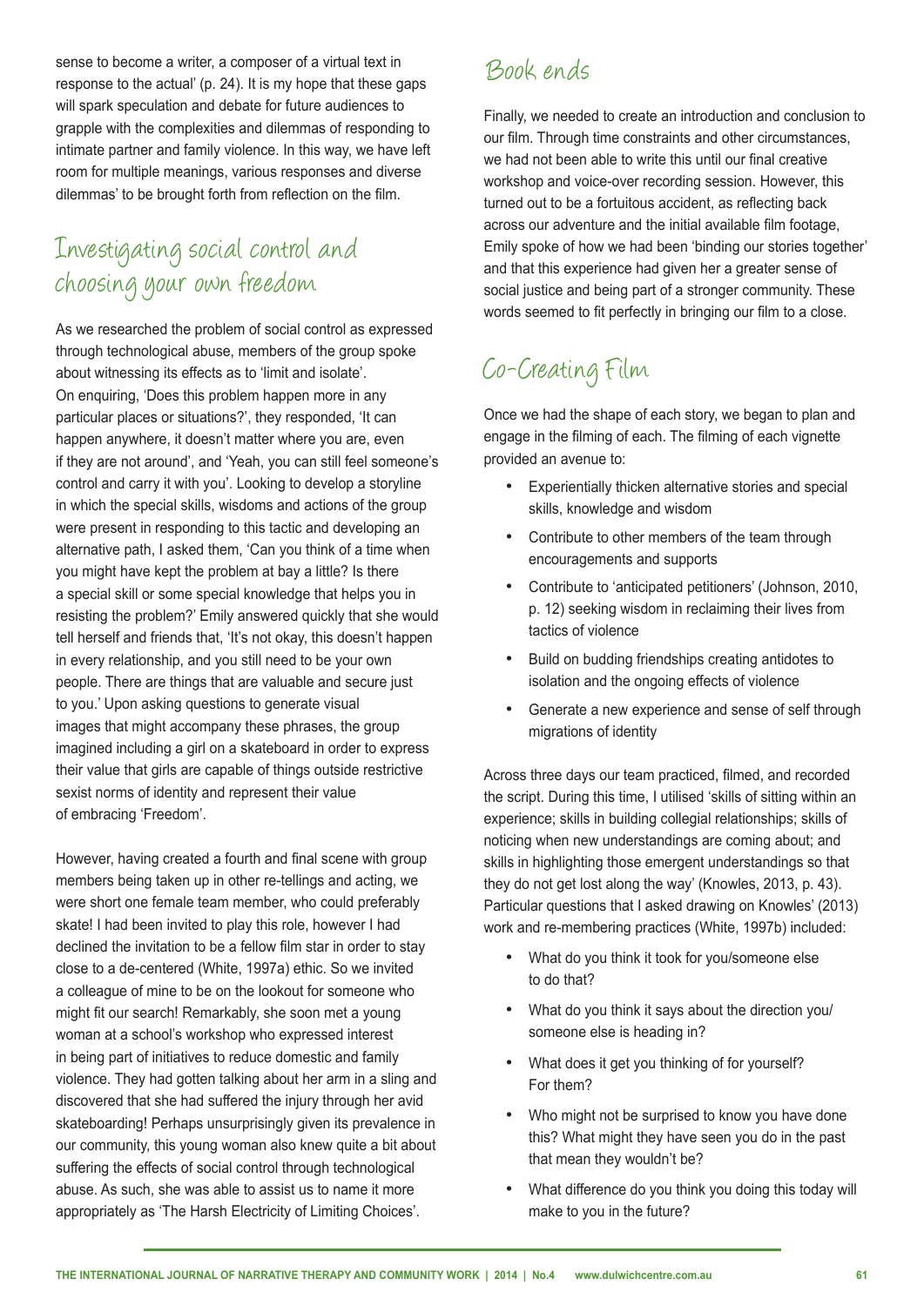sense to become a writer, a composer of a virtual text in response to the actual' (p. 24). It is my hope that these gaps will spark speculation and debate for future audiences to grapple with the complexities and dilemmas of responding to intimate partner and family violence. In this way, we have left room for multiple meanings, various responses and diverse dilemmas' to be brought forth from reflection on the film.

## Investigating social control and choosing your own freedom

As we researched the problem of social control as expressed through technological abuse, members of the group spoke about witnessing its effects as to 'limit and isolate'. On enquiring, 'Does this problem happen more in any particular places or situations?', they responded, 'It can happen anywhere, it doesn't matter where you are, even if they are not around', and 'Yeah, you can still feel someone's control and carry it with you'. Looking to develop a storyline in which the special skills, wisdoms and actions of the group were present in responding to this tactic and developing an alternative path, I asked them, 'Can you think of a time when you might have kept the problem at bay a little? Is there a special skill or some special knowledge that helps you in resisting the problem?' Emily answered quickly that she would tell herself and friends that, 'It's not okay, this doesn't happen in every relationship, and you still need to be your own people. There are things that are valuable and secure just to you.' Upon asking questions to generate visual images that might accompany these phrases, the group imagined including a girl on a skateboard in order to express their value that girls are capable of things outside restrictive sexist norms of identity and represent their value of embracing 'Freedom'.

However, having created a fourth and final scene with group members being taken up in other re-tellings and acting, we were short one female team member, who could preferably skate! I had been invited to play this role, however I had declined the invitation to be a fellow film star in order to stay close to a de-centered (White, 1997a) ethic. So we invited a colleague of mine to be on the lookout for someone who might fit our search! Remarkably, she soon met a young woman at a school's workshop who expressed interest in being part of initiatives to reduce domestic and family violence. They had gotten talking about her arm in a sling and discovered that she had suffered the injury through her avid skateboarding! Perhaps unsurprisingly given its prevalence in our community, this young woman also knew quite a bit about suffering the effects of social control through technological abuse. As such, she was able to assist us to name it more appropriately as 'The Harsh Electricity of Limiting Choices'.

## Book ends

Finally, we needed to create an introduction and conclusion to our film. Through time constraints and other circumstances, we had not been able to write this until our final creative workshop and voice-over recording session. However, this turned out to be a fortuitous accident, as reflecting back across our adventure and the initial available film footage, Emily spoke of how we had been 'binding our stories together' and that this experience had given her a greater sense of social justice and being part of a stronger community. These words seemed to fit perfectly in bringing our film to a close.

## Co-Creating Film

Once we had the shape of each story, we began to plan and engage in the filming of each. The filming of each vignette provided an avenue to:

- Experientially thicken alternative stories and special skills, knowledge and wisdom
- Contribute to other members of the team through encouragements and supports
- Contribute to 'anticipated petitioners' (Johnson, 2010, p. 12) seeking wisdom in reclaiming their lives from tactics of violence
- Build on budding friendships creating antidotes to isolation and the ongoing effects of violence
- Generate a new experience and sense of self through migrations of identity

Across three days our team practiced, filmed, and recorded the script. During this time, I utilised 'skills of sitting within an experience; skills in building collegial relationships; skills of noticing when new understandings are coming about; and skills in highlighting those emergent understandings so that they do not get lost along the way' (Knowles, 2013, p. 43). Particular questions that I asked drawing on Knowles' (2013) work and re-membering practices (White, 1997b) included:

- What do you think it took for you/someone else to do that?
- What do you think it says about the direction you/someone else is heading in?
- What does it get you thinking of for yourself? For them?
- Who might not be surprised to know you have done this? What might they have seen you do in the past that mean they wouldn't be?
- What difference do you think you doing this today will make to you in the future?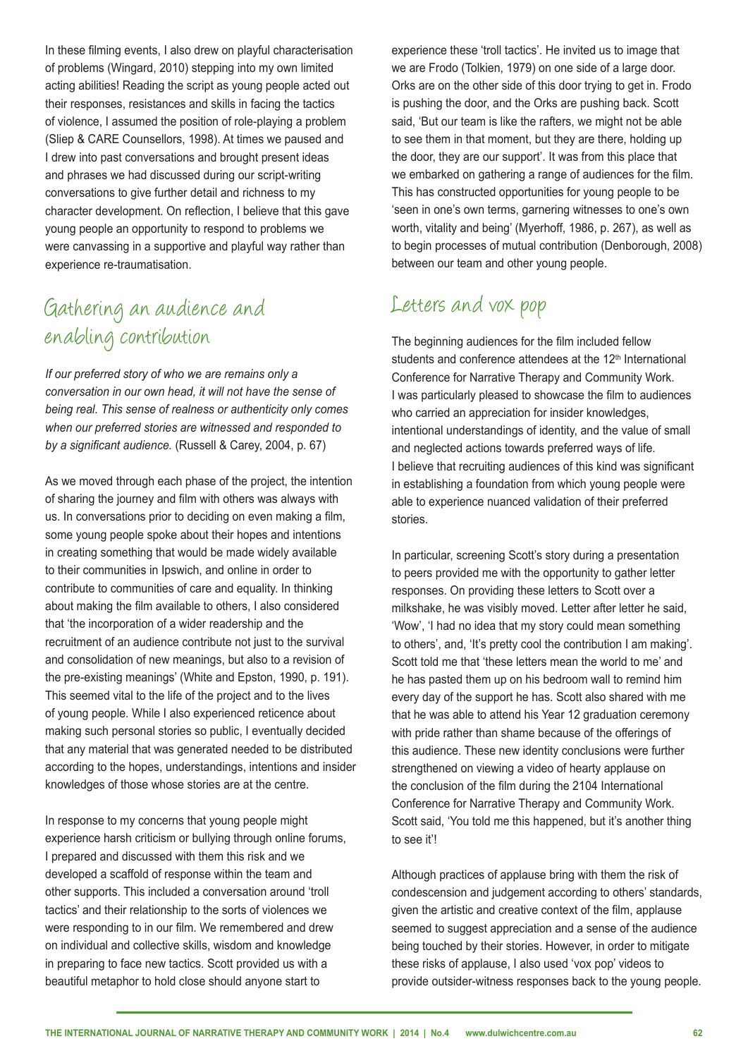In these filming events, I also drew on playful characterisation of problems (Wingard, 2010) stepping into my own limited acting abilities! Reading the script as young people acted out their responses, resistances and skills in facing the tactics of violence, I assumed the position of role-playing a problem (Sliep & CARE Counsellors, 1998). At times we paused and I drew into past conversations and brought present ideas and phrases we had discussed during our script-writing conversations to give further detail and richness to my character development. On reflection, I believe that this gave young people an opportunity to respond to problems we were canvassing in a supportive and playful way rather than experience re-traumatisation.

## Gathering an audience and enabling contribution

*If our preferred story of who we are remains only a conversation in our own head, it will not have the sense of being real. This sense of realness or authenticity only comes when our preferred stories are witnessed and responded to by a significant audience.* (Russell & Carey, 2004, p. 67)

As we moved through each phase of the project, the intention of sharing the journey and film with others was always with us. In conversations prior to deciding on even making a film, some young people spoke about their hopes and intentions in creating something that would be made widely available to their communities in Ipswich, and online in order to contribute to communities of care and equality. In thinking about making the film available to others, I also considered that 'the incorporation of a wider readership and the recruitment of an audience contribute not just to the survival and consolidation of new meanings, but also to a revision of the pre-existing meanings' (White and Epston, 1990, p. 191). This seemed vital to the life of the project and to the lives of young people. While I also experienced reticence about making such personal stories so public, I eventually decided that any material that was generated needed to be distributed according to the hopes, understandings, intentions and insider knowledges of those whose stories are at the centre.

In response to my concerns that young people might experience harsh criticism or bullying through online forums, I prepared and discussed with them this risk and we developed a scaffold of response within the team and other supports. This included a conversation around 'troll tactics' and their relationship to the sorts of violences we were responding to in our film. We remembered and drew on individual and collective skills, wisdom and knowledge in preparing to face new tactics. Scott provided us with a beautiful metaphor to hold close should anyone start to experience these 'troll tactics'. He invited us to image that we are Frodo (Tolkien, 1979) on one side of a large door. Orks are on the other side of this door trying to get in. Frodo is pushing the door, and the Orks are pushing back. Scott said, 'But our team is like the rafters, we might not be able to see them in that moment, but they are there, holding up the door, they are our support'. It was from this place that we embarked on gathering a range of audiences for the film. This has constructed opportunities for young people to be 'seen in one's own terms, garnering witnesses to one's own worth, vitality and being' (Myerhoff, 1986, p. 267), as well as to begin processes of mutual contribution (Denborough, 2008) between our team and other young people.

## Letters and vox pop

The beginning audiences for the film included fellow students and conference attendees at the 12th International Conference for Narrative Therapy and Community Work. I was particularly pleased to showcase the film to audiences who carried an appreciation for insider knowledges, intentional understandings of identity, and the value of small and neglected actions towards preferred ways of life. I believe that recruiting audiences of this kind was significant in establishing a foundation from which young people were able to experience nuanced validation of their preferred stories.

In particular, screening Scott's story during a presentation to peers provided me with the opportunity to gather letter responses. On providing these letters to Scott over a milkshake, he was visibly moved. Letter after letter he said, 'Wow', 'I had no idea that my story could mean something to others', and, 'It's pretty cool the contribution I am making'. Scott told me that 'these letters mean the world to me' and he has pasted them up on his bedroom wall to remind him every day of the support he has. Scott also shared with me that he was able to attend his Year 12 graduation ceremony with pride rather than shame because of the offerings of this audience. These new identity conclusions were further strengthened on viewing a video of hearty applause on the conclusion of the film during the 2104 International Conference for Narrative Therapy and Community Work. Scott said, 'You told me this happened, but it's another thing to see it'!

Although practices of applause bring with them the risk of condescension and judgement according to others' standards, given the artistic and creative context of the film, applause seemed to suggest appreciation and a sense of the audience being touched by their stories. However, in order to mitigate these risks of applause, I also used 'vox pop' videos to provide outsider-witness responses back to the young people.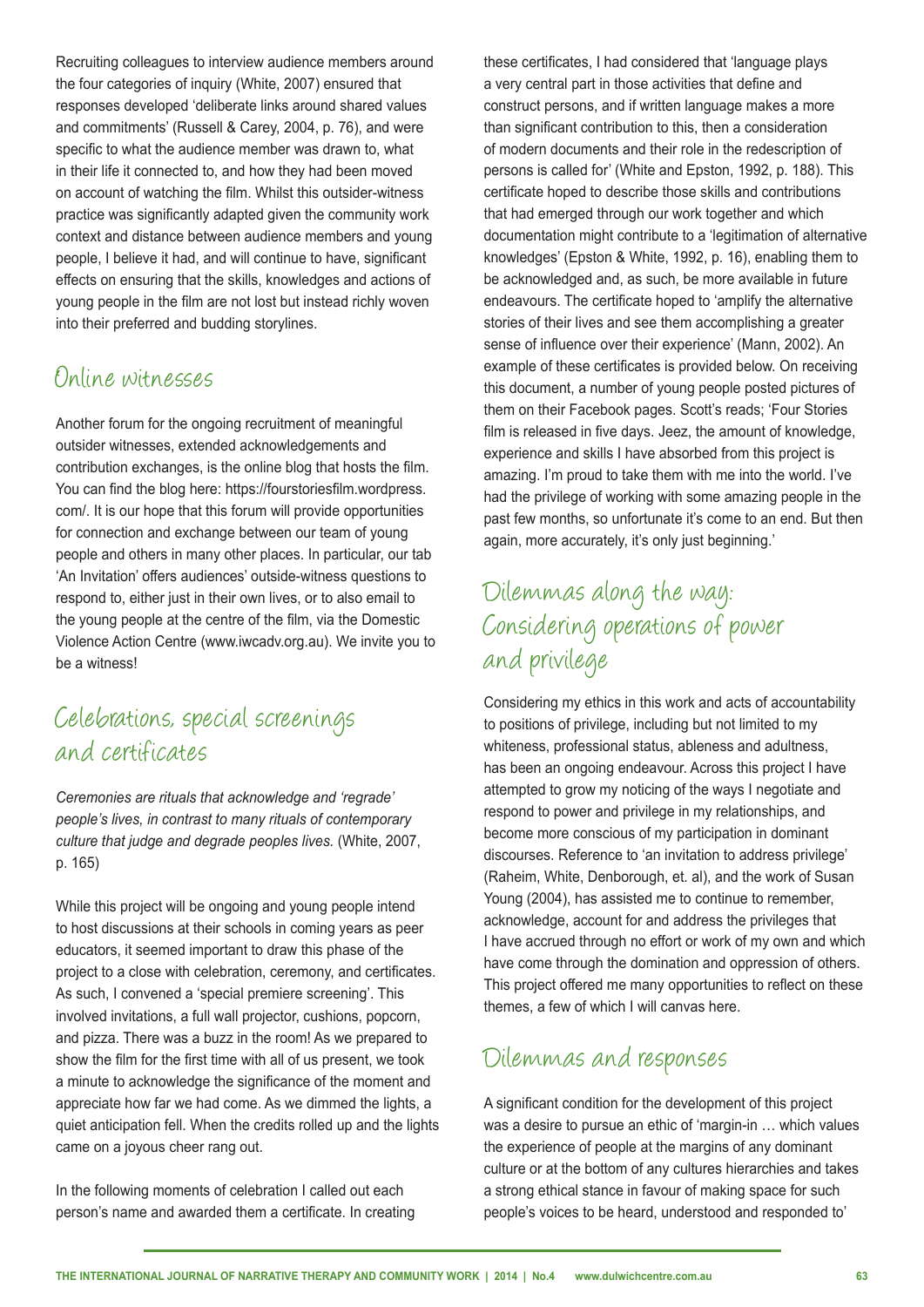Recruiting colleagues to interview audience members around the four categories of inquiry (White, 2007) ensured that responses developed 'deliberate links around shared values and commitments' (Russell & Carey, 2004, p. 76), and were specific to what the audience member was drawn to, what in their life it connected to, and how they had been moved on account of watching the film. Whilst this outsider-witness practice was significantly adapted given the community work context and distance between audience members and young people, I believe it had, and will continue to have, significant effects on ensuring that the skills, knowledges and actions of young people in the film are not lost but instead richly woven into their preferred and budding storylines.

## Online witnesses

Another forum for the ongoing recruitment of meaningful outsider witnesses, extended acknowledgements and contribution exchanges, is the online blog that hosts the film. You can find the blog here: https://fourstoriesfilm.wordpress.com/. It is our hope that this forum will provide opportunities for connection and exchange between our team of young people and others in many other places. In particular, our tab 'An Invitation' offers audiences' outside-witness questions to respond to, either just in their own lives, or to also email to the young people at the centre of the film, via the Domestic Violence Action Centre (www.iwcadv.org.au). We invite you to be a witness!

## Celebrations, special screenings and certificates

*Ceremonies are rituals that acknowledge and 'regrade' people's lives, in contrast to many rituals of contemporary culture that judge and degrade peoples lives.* (White, 2007, p. 165)

While this project will be ongoing and young people intend to host discussions at their schools in coming years as peer educators, it seemed important to draw this phase of the project to a close with celebration, ceremony, and certificates. As such, I convened a 'special premiere screening'. This involved invitations, a full wall projector, cushions, popcorn, and pizza. There was a buzz in the room! As we prepared to show the film for the first time with all of us present, we took a minute to acknowledge the significance of the moment and appreciate how far we had come. As we dimmed the lights, a quiet anticipation fell. When the credits rolled up and the lights came on a joyous cheer rang out.

In the following moments of celebration I called out each person's name and awarded them a certificate. In creating these certificates, I had considered that 'language plays a very central part in those activities that define and construct persons, and if written language makes a more than significant contribution to this, then a consideration of modern documents and their role in the redescription of persons is called for' (White and Epston, 1992, p. 188). This certificate hoped to describe those skills and contributions that had emerged through our work together and which documentation might contribute to a 'legitimation of alternative knowledges' (Epston & White, 1992, p. 16), enabling them to be acknowledged and, as such, be more available in future endeavours. The certificate hoped to 'amplify the alternative stories of their lives and see them accomplishing a greater sense of influence over their experience' (Mann, 2002). An example of these certificates is provided below. On receiving this document, a number of young people posted pictures of them on their Facebook pages. Scott's reads; 'Four Stories film is released in five days. Jeez, the amount of knowledge, experience and skills I have absorbed from this project is amazing. I'm proud to take them with me into the world. I've had the privilege of working with some amazing people in the past few months, so unfortunate it's come to an end. But then again, more accurately, it's only just beginning.'

## Dilemmas along the way: Considering operations of power and privilege

Considering my ethics in this work and acts of accountability to positions of privilege, including but not limited to my whiteness, professional status, ableness and adultness, has been an ongoing endeavour. Across this project I have attempted to grow my noticing of the ways I negotiate and respond to power and privilege in my relationships, and become more conscious of my participation in dominant discourses. Reference to 'an invitation to address privilege' (Raheim, White, Denborough, et. al), and the work of Susan Young (2004), has assisted me to continue to remember, acknowledge, account for and address the privileges that I have accrued through no effort or work of my own and which have come through the domination and oppression of others. This project offered me many opportunities to reflect on these themes, a few of which I will canvas here.

## Dilemmas and responses

A significant condition for the development of this project was a desire to pursue an ethic of 'margin-in … which values the experience of people at the margins of any dominant culture or at the bottom of any cultures hierarchies and takes a strong ethical stance in favour of making space for such people's voices to be heard, understood and responded to'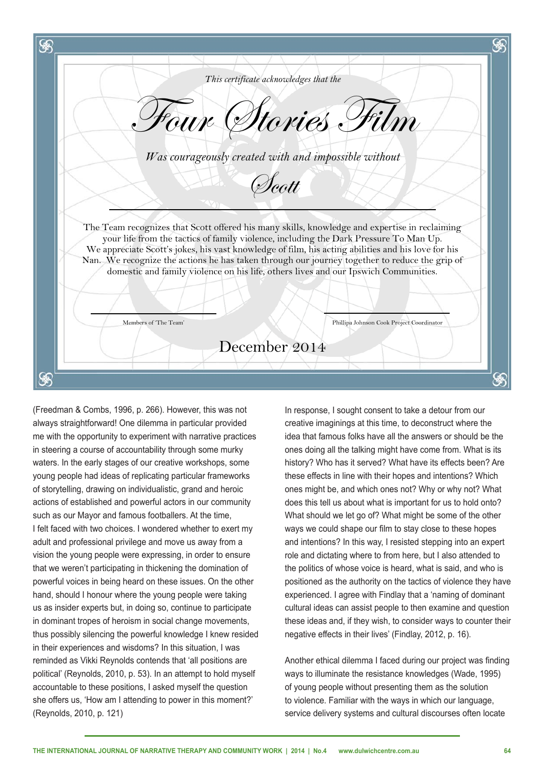*This certificate acknowledges that the*

# *Four Stories Film*

*Was courageously created with and impossible without*

## *Scott*

The Team recognizes that Scott offered his many skills, knowledge and expertise in reclaiming your life from the tactics of family violence, including the Dark Pressure To Man Up. We appreciate Scott's jokes, his vast knowledge of film, his acting abilities and his love for his Nan. We recognize the actions he has taken through our journey together to reduce the grip of domestic and family violence on his life, others lives and our Ipswich Communities.

Members of 'The Team'

Phillipa Johnson Cook Project Coordinator

December 2014

(Freedman & Combs, 1996, p. 266). However, this was not always straightforward! One dilemma in particular provided me with the opportunity to experiment with narrative practices in steering a course of accountability through some murky waters. In the early stages of our creative workshops, some young people had ideas of replicating particular frameworks of storytelling, drawing on individualistic, grand and heroic actions of established and powerful actors in our community such as our Mayor and famous footballers. At the time, I felt faced with two choices. I wondered whether to exert my adult and professional privilege and move us away from a vision the young people were expressing, in order to ensure that we weren't participating in thickening the domination of powerful voices in being heard on these issues. On the other hand, should I honour where the young people were taking us as insider experts but, in doing so, continue to participate in dominant tropes of heroism in social change movements, thus possibly silencing the powerful knowledge I knew resided in their experiences and wisdoms? In this situation, I was reminded as Vikki Reynolds contends that 'all positions are political' (Reynolds, 2010, p. 53). In an attempt to hold myself accountable to these positions, I asked myself the question she offers us, 'How am I attending to power in this moment?' (Reynolds, 2010, p. 121)

In response, I sought consent to take a detour from our creative imaginings at this time, to deconstruct where the idea that famous folks have all the answers or should be the ones doing all the talking might have come from. What is its history? Who has it served? What have its effects been? Are these effects in line with their hopes and intentions? Which ones might be, and which ones not? Why or why not? What does this tell us about what is important for us to hold onto? What should we let go of? What might be some of the other ways we could shape our film to stay close to these hopes and intentions? In this way, I resisted stepping into an expert role and dictating where to from here, but I also attended to the politics of whose voice is heard, what is said, and who is positioned as the authority on the tactics of violence they have experienced. I agree with Findlay that a 'naming of dominant cultural ideas can assist people to then examine and question these ideas and, if they wish, to consider ways to counter their negative effects in their lives' (Findlay, 2012, p. 16).

Another ethical dilemma I faced during our project was finding ways to illuminate the resistance knowledges (Wade, 1995) of young people without presenting them as the solution to violence. Familiar with the ways in which our language, service delivery systems and cultural discourses often locate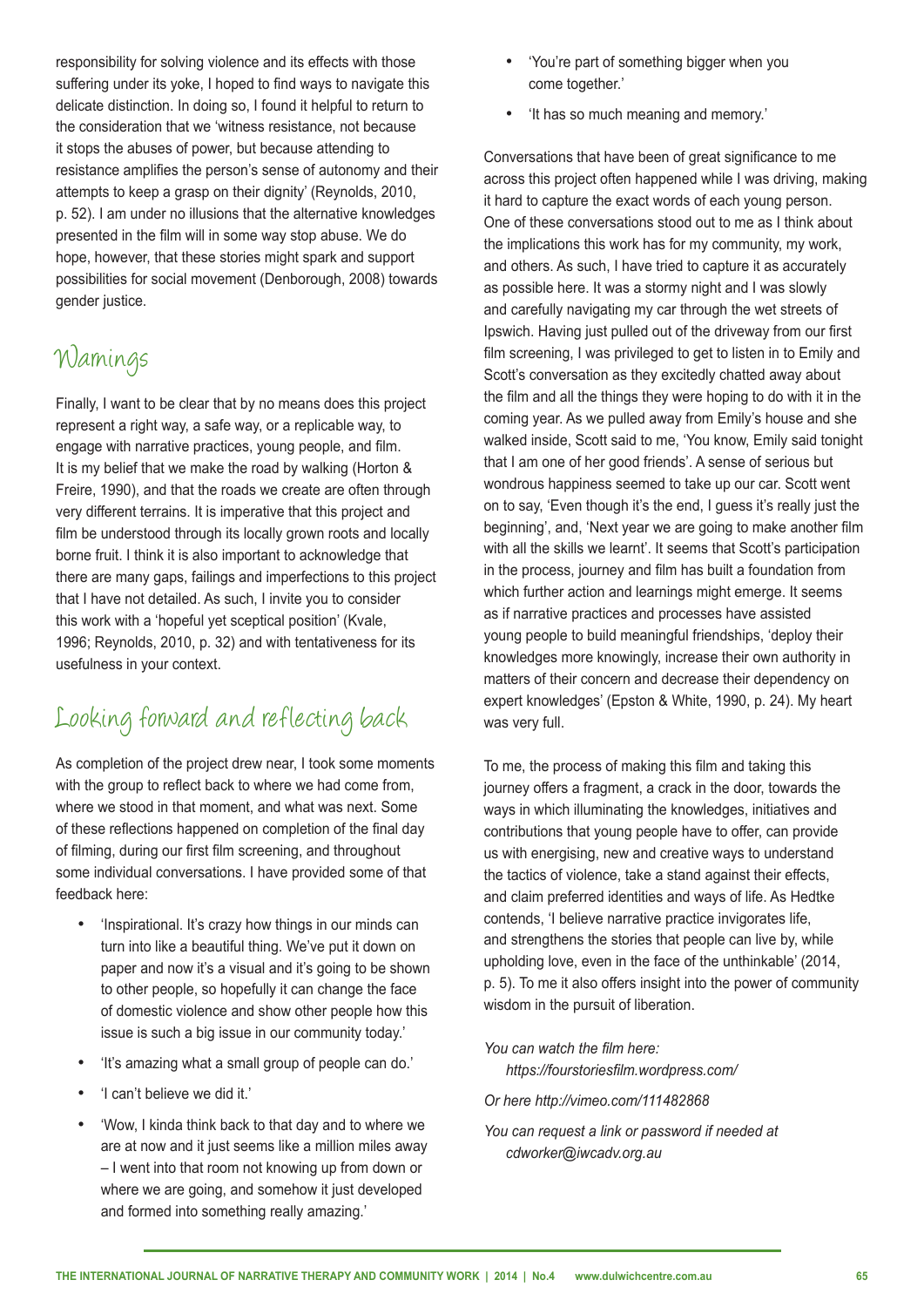responsibility for solving violence and its effects with those suffering under its yoke, I hoped to find ways to navigate this delicate distinction. In doing so, I found it helpful to return to the consideration that we 'witness resistance, not because it stops the abuses of power, but because attending to resistance amplifies the person's sense of autonomy and their attempts to keep a grasp on their dignity' (Reynolds, 2010, p. 52). I am under no illusions that the alternative knowledges presented in the film will in some way stop abuse. We do hope, however, that these stories might spark and support possibilities for social movement (Denborough, 2008) towards gender justice.

## Warnings

Finally, I want to be clear that by no means does this project represent a right way, a safe way, or a replicable way, to engage with narrative practices, young people, and film. It is my belief that we make the road by walking (Horton & Freire, 1990), and that the roads we create are often through very different terrains. It is imperative that this project and film be understood through its locally grown roots and locally borne fruit. I think it is also important to acknowledge that there are many gaps, failings and imperfections to this project that I have not detailed. As such, I invite you to consider this work with a 'hopeful yet sceptical position' (Kvale, 1996; Reynolds, 2010, p. 32) and with tentativeness for its usefulness in your context.

## Looking forward and reflecting back

As completion of the project drew near, I took some moments with the group to reflect back to where we had come from, where we stood in that moment, and what was next. Some of these reflections happened on completion of the final day of filming, during our first film screening, and throughout some individual conversations. I have provided some of that feedback here:

- 'Inspirational. It's crazy how things in our minds can turn into like a beautiful thing. We've put it down on paper and now it's a visual and it's going to be shown to other people, so hopefully it can change the face of domestic violence and show other people how this issue is such a big issue in our community today.'
- 'It's amazing what a small group of people can do.'
- 'I can't believe we did it.'
- 'Wow, I kinda think back to that day and to where we are at now and it just seems like a million miles away – I went into that room not knowing up from down or where we are going, and somehow it just developed and formed into something really amazing.'
- 'You're part of something bigger when you come together.'
- 'It has so much meaning and memory.'

Conversations that have been of great significance to me across this project often happened while I was driving, making it hard to capture the exact words of each young person. One of these conversations stood out to me as I think about the implications this work has for my community, my work, and others. As such, I have tried to capture it as accurately as possible here. It was a stormy night and I was slowly and carefully navigating my car through the wet streets of Ipswich. Having just pulled out of the driveway from our first film screening, I was privileged to get to listen in to Emily and Scott's conversation as they excitedly chatted away about the film and all the things they were hoping to do with it in the coming year. As we pulled away from Emily's house and she walked inside, Scott said to me, 'You know, Emily said tonight that I am one of her good friends'. A sense of serious but wondrous happiness seemed to take up our car. Scott went on to say, 'Even though it's the end, I guess it's really just the beginning', and, 'Next year we are going to make another film with all the skills we learnt'. It seems that Scott's participation in the process, journey and film has built a foundation from which further action and learnings might emerge. It seems as if narrative practices and processes have assisted young people to build meaningful friendships, 'deploy their knowledges more knowingly, increase their own authority in matters of their concern and decrease their dependency on expert knowledges' (Epston & White, 1990, p. 24). My heart was very full.

To me, the process of making this film and taking this journey offers a fragment, a crack in the door, towards the ways in which illuminating the knowledges, initiatives and contributions that young people have to offer, can provide us with energising, new and creative ways to understand the tactics of violence, take a stand against their effects, and claim preferred identities and ways of life. As Hedtke contends, 'I believe narrative practice invigorates life, and strengthens the stories that people can live by, while upholding love, even in the face of the unthinkable' (2014, p. 5). To me it also offers insight into the power of community wisdom in the pursuit of liberation.

*You can watch the film here: https://fourstoriesfilm.wordpress.com/*

*Or here http://vimeo.com/111482868*

*You can request a link or password if needed at cdworker@iwcadv.org.au*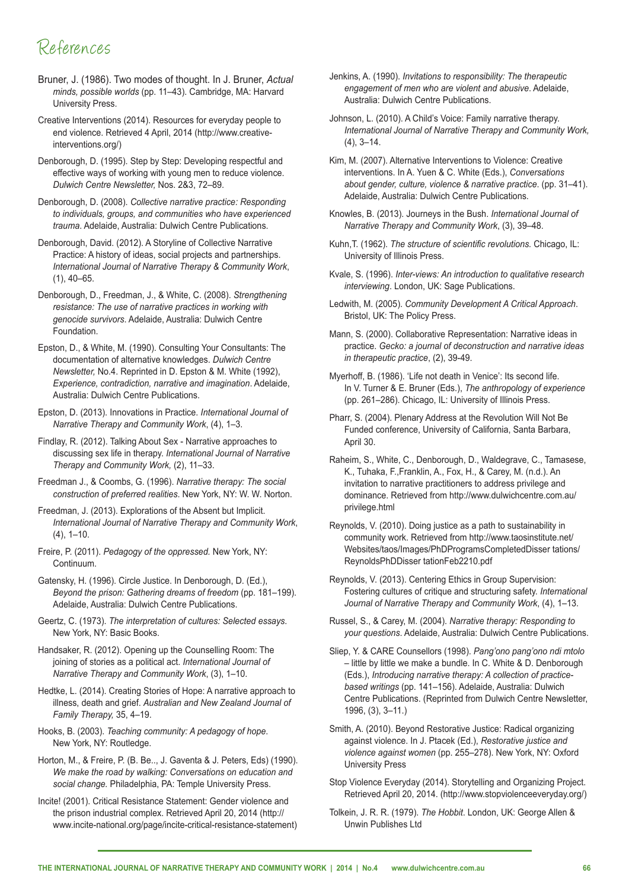# References

Bruner, J. (1986). Two modes of thought. In J. Bruner, *Actual minds, possible worlds* (pp. 11–43). Cambridge, MA: Harvard University Press.

Creative Interventions (2014). Resources for everyday people to end violence. Retrieved 4 April, 2014 (http://www.creative-interventions.org/)

Denborough, D. (1995). Step by Step: Developing respectful and effective ways of working with young men to reduce violence. *Dulwich Centre Newsletter,* Nos. 2&3, 72–89.

Denborough, D. (2008). *Collective narrative practice: Responding to individuals, groups, and communities who have experienced trauma*. Adelaide, Australia: Dulwich Centre Publications.

Denborough, David. (2012). A Storyline of Collective Narrative Practice: A history of ideas, social projects and partnerships. *International Journal of Narrative Therapy & Community Work*, (1), 40–65.

Denborough, D., Freedman, J., & White, C. (2008). *Strengthening resistance: The use of narrative practices in working with genocide survivors*. Adelaide, Australia: Dulwich Centre Foundation.

Epston, D., & White, M. (1990). Consulting Your Consultants: The documentation of alternative knowledges. *Dulwich Centre Newsletter,* No.4. Reprinted in D. Epston & M. White (1992), *Experience, contradiction, narrative and imagination*. Adelaide, Australia: Dulwich Centre Publications.

Epston, D. (2013). Innovations in Practice. *International Journal of Narrative Therapy and Community Work*, (4), 1–3.

Findlay, R. (2012). Talking About Sex - Narrative approaches to discussing sex life in therapy. *International Journal of Narrative Therapy and Community Work,* (2), 11–33.

Freedman J., & Coombs, G. (1996). *Narrative therapy: The social construction of preferred realities*. New York, NY: W. W. Norton.

Freedman, J. (2013). Explorations of the Absent but Implicit. *International Journal of Narrative Therapy and Community Work*, (4), 1–10.

Freire, P. (2011). *Pedagogy of the oppressed.* New York, NY: Continuum.

Gatensky, H. (1996). Circle Justice. In Denborough, D. (Ed.), *Beyond the prison: Gathering dreams of freedom* (pp. 181–199). Adelaide, Australia: Dulwich Centre Publications.

Geertz, C. (1973). *The interpretation of cultures: Selected essays*. New York, NY: Basic Books.

Handsaker, R. (2012). Opening up the Counselling Room: The joining of stories as a political act. *International Journal of Narrative Therapy and Community Work*, (3), 1–10.

Hedtke, L. (2014). Creating Stories of Hope: A narrative approach to illness, death and grief. *Australian and New Zealand Journal of Family Therapy,* 35, 4–19.

Hooks, B. (2003). *Teaching community: A pedagogy of hope*. New York, NY: Routledge.

Horton, M., & Freire, P. (B. Be.., J. Gaventa & J. Peters, Eds) (1990). *We make the road by walking: Conversations on education and social change.* Philadelphia, PA: Temple University Press.

Incite! (2001). Critical Resistance Statement: Gender violence and the prison industrial complex. Retrieved April 20, 2014 (http://www.incite-national.org/page/incite-critical-resistance-statement)

Jenkins, A. (1990). *Invitations to responsibility: The therapeutic engagement of men who are violent and abusive*. Adelaide, Australia: Dulwich Centre Publications.

Johnson, L. (2010). A Child's Voice: Family narrative therapy. *International Journal of Narrative Therapy and Community Work,* (4), 3–14.

Kim, M. (2007). Alternative Interventions to Violence: Creative interventions. In A. Yuen & C. White (Eds.), *Conversations about gender, culture, violence & narrative practice*. (pp. 31–41). Adelaide, Australia: Dulwich Centre Publications.

Knowles, B. (2013). Journeys in the Bush. *International Journal of Narrative Therapy and Community Work*, (3), 39–48.

Kuhn,T. (1962). *The structure of scientific revolutions.* Chicago, IL: University of Illinois Press.

Kvale, S. (1996). *Inter-views: An introduction to qualitative research interviewing*. London, UK: Sage Publications.

Ledwith, M. (2005). *Community Development A Critical Approach*. Bristol, UK: The Policy Press.

Mann, S. (2000). Collaborative Representation: Narrative ideas in practice. *Gecko: a journal of deconstruction and narrative ideas in therapeutic practice*, (2), 39-49.

Myerhoff, B. (1986). 'Life not death in Venice': Its second life. In V. Turner & E. Bruner (Eds.), *The anthropology of experience* (pp. 261–286). Chicago, IL: University of Illinois Press.

Pharr, S. (2004). Plenary Address at the Revolution Will Not Be Funded conference, University of California, Santa Barbara, April 30.

Raheim, S., White, C., Denborough, D., Waldegrave, C., Tamasese, K., Tuhaka, F.,Franklin, A., Fox, H., & Carey, M. (n.d.). An invitation to narrative practitioners to address privilege and dominance. Retrieved from http://www.dulwichcentre.com.au/privilege.html

Reynolds, V. (2010). Doing justice as a path to sustainability in community work. Retrieved from http://www.taosinstitute.net/Websites/taos/Images/PhDProgramsCompletedDisser tations/ReynoldsPhDDisser tationFeb2210.pdf

Reynolds, V. (2013). Centering Ethics in Group Supervision: Fostering cultures of critique and structuring safety. *International Journal of Narrative Therapy and Community Work*, (4), 1–13.

Russel, S., & Carey, M. (2004). *Narrative therapy: Responding to your questions*. Adelaide, Australia: Dulwich Centre Publications.

Sliep, Y. & CARE Counsellors (1998). *Pang'ono pang'ono ndi mtolo* – little by little we make a bundle. In C. White & D. Denborough (Eds.), *Introducing narrative therapy: A collection of practice-based writings* (pp. 141–156). Adelaide, Australia: Dulwich Centre Publications. (Reprinted from Dulwich Centre Newsletter, 1996, (3), 3–11.)

Smith, A. (2010). Beyond Restorative Justice: Radical organizing against violence. In J. Ptacek (Ed.), *Restorative justice and violence against women* (pp. 255–278). New York, NY: Oxford University Press

Stop Violence Everyday (2014). Storytelling and Organizing Project. Retrieved April 20, 2014. (http://www.stopviolenceeveryday.org/)

Tolkein, J. R. R. (1979). *The Hobbit*. London, UK: George Allen & Unwin Publishes Ltd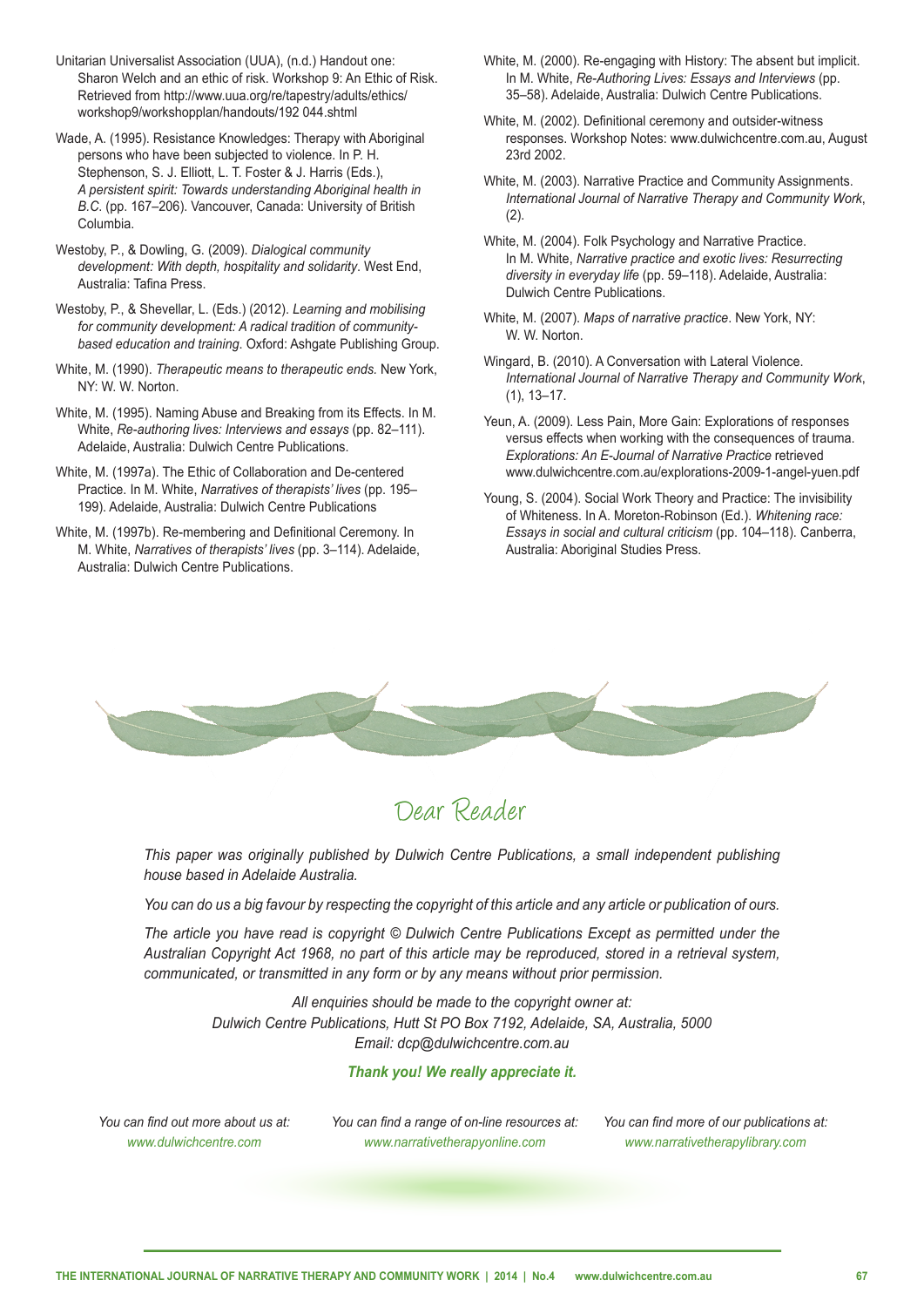Unitarian Universalist Association (UUA), (n.d.) Handout one: Sharon Welch and an ethic of risk. Workshop 9: An Ethic of Risk. Retrieved from http://www.uua.org/re/tapestry/adults/ethics/workshop9/workshopplan/handouts/192 044.shtml

Wade, A. (1995). Resistance Knowledges: Therapy with Aboriginal persons who have been subjected to violence. In P. H. Stephenson, S. J. Elliott, L. T. Foster & J. Harris (Eds.), *A persistent spirit: Towards understanding Aboriginal health in B.C.* (pp. 167–206). Vancouver, Canada: University of British Columbia.

Westoby, P., & Dowling, G. (2009). *Dialogical community development: With depth, hospitality and solidarity*. West End, Australia: Tafina Press.

Westoby, P., & Shevellar, L. (Eds.) (2012). *Learning and mobilising for community development: A radical tradition of community-based education and training*. Oxford: Ashgate Publishing Group.

White, M. (1990). *Therapeutic means to therapeutic ends.* New York, NY: W. W. Norton.

White, M. (1995). Naming Abuse and Breaking from its Effects. In M. White, *Re-authoring lives: Interviews and essays* (pp. 82–111). Adelaide, Australia: Dulwich Centre Publications.

White, M. (1997a). The Ethic of Collaboration and De-centered Practice. In M. White, *Narratives of therapists' lives* (pp. 195–199). Adelaide, Australia: Dulwich Centre Publications

White, M. (1997b). Re-membering and Definitional Ceremony. In M. White, *Narratives of therapists' lives* (pp. 3–114). Adelaide, Australia: Dulwich Centre Publications.

White, M. (2000). Re-engaging with History: The absent but implicit. In M. White, *Re-Authoring Lives: Essays and Interviews* (pp. 35–58). Adelaide, Australia: Dulwich Centre Publications.

White, M. (2002). Definitional ceremony and outsider-witness responses. Workshop Notes: www.dulwichcentre.com.au, August 23rd 2002.

White, M. (2003). Narrative Practice and Community Assignments. *International Journal of Narrative Therapy and Community Work*, (2).

White, M. (2004). Folk Psychology and Narrative Practice. In M. White, *Narrative practice and exotic lives: Resurrecting diversity in everyday life* (pp. 59–118). Adelaide, Australia: Dulwich Centre Publications.

White, M. (2007). *Maps of narrative practice*. New York, NY: W. W. Norton.

Wingard, B. (2010). A Conversation with Lateral Violence. *International Journal of Narrative Therapy and Community Work*, (1), 13–17.

Yeun, A. (2009). Less Pain, More Gain: Explorations of responses versus effects when working with the consequences of trauma. *Explorations: An E-Journal of Narrative Practice* retrieved www.dulwichcentre.com.au/explorations-2009-1-angel-yuen.pdf

Young, S. (2004). Social Work Theory and Practice: The invisibility of Whiteness. In A. Moreton-Robinson (Ed.). *Whitening race: Essays in social and cultural criticism* (pp. 104–118). Canberra, Australia: Aboriginal Studies Press.

## Dear Reader

*This paper was originally published by Dulwich Centre Publications, a small independent publishing house based in Adelaide Australia.*

*You can do us a big favour by respecting the copyright of this article and any article or publication of ours.*

*The article you have read is copyright © Dulwich Centre Publications Except as permitted under the Australian Copyright Act 1968, no part of this article may be reproduced, stored in a retrieval system, communicated, or transmitted in any form or by any means without prior permission.*

*All enquiries should be made to the copyright owner at:*
*Dulwich Centre Publications, Hutt St PO Box 7192, Adelaide, SA, Australia, 5000*
*Email: dcp@dulwichcentre.com.au*

***Thank you! We really appreciate it.***

*You can find out more about us at:* *www.dulwichcentre.com*

*You can find a range of on-line resources at:* *www.narrativetherapyonline.com*

*You can find more of our publications at:* *www.narrativetherapylibrary.com*